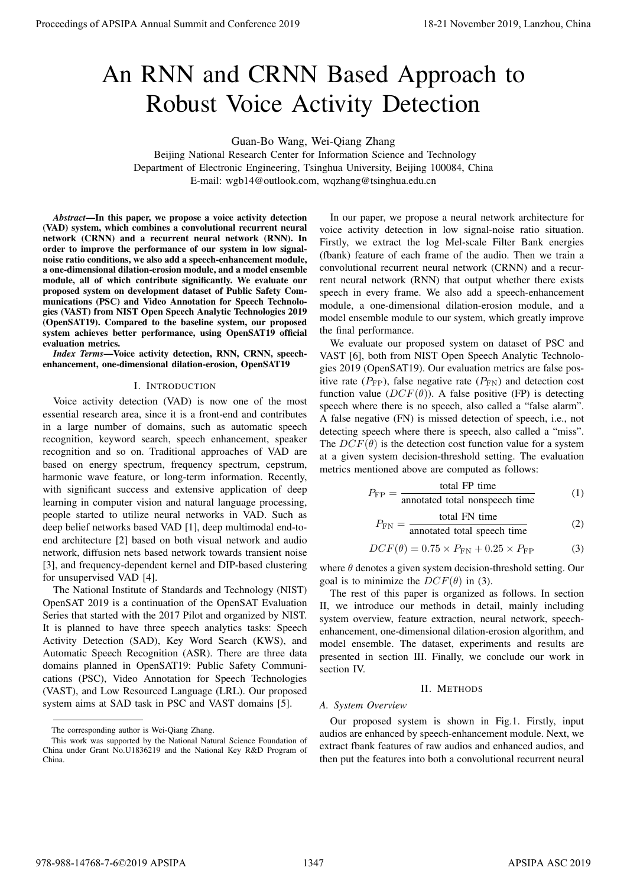# An RNN and CRNN Based Approach to Robust Voice Activity Detection

Guan-Bo Wang, Wei-Qiang Zhang

Beijing National Research Center for Information Science and Technology
Department of Electronic Engineering, Tsinghua University, Beijing 100084, China
E-mail: wgb14@outlook.com, wqzhang@tsinghua.edu.cn

***Abstract*—In this paper, we propose a voice activity detection (VAD) system, which combines a convolutional recurrent neural network (CRNN) and a recurrent neural network (RNN). In order to improve the performance of our system in low signal-noise ratio conditions, we also add a speech-enhancement module, a one-dimensional dilation-erosion module, and a model ensemble module, all of which contribute significantly. We evaluate our proposed system on development dataset of Public Safety Communications (PSC) and Video Annotation for Speech Technologies (VAST) from NIST Open Speech Analytic Technologies 2019 (OpenSAT19). Compared to the baseline system, our proposed system achieves better performance, using OpenSAT19 official evaluation metrics.**

***Index Terms*—Voice activity detection, RNN, CRNN, speech-enhancement, one-dimensional dilation-erosion, OpenSAT19**

## I. Introduction

Voice activity detection (VAD) is now one of the most essential research area, since it is a front-end and contributes in a large number of domains, such as automatic speech recognition, keyword search, speech enhancement, speaker recognition and so on. Traditional approaches of VAD are based on energy spectrum, frequency spectrum, cepstrum, harmonic wave feature, or long-term information. Recently, with significant success and extensive application of deep learning in computer vision and natural language processing, people started to utilize neural networks in VAD. Such as deep belief networks based VAD [1], deep multimodal end-to-end architecture [2] based on both visual network and audio network, diffusion nets based network towards transient noise [3], and frequency-dependent kernel and DIP-based clustering for unsupervised VAD [4].

The National Institute of Standards and Technology (NIST) OpenSAT 2019 is a continuation of the OpenSAT Evaluation Series that started with the 2017 Pilot and organized by NIST. It is planned to have three speech analytics tasks: Speech Activity Detection (SAD), Key Word Search (KWS), and Automatic Speech Recognition (ASR). There are three data domains planned in OpenSAT19: Public Safety Communications (PSC), Video Annotation for Speech Technologies (VAST), and Low Resourced Language (LRL). Our proposed system aims at SAD task in PSC and VAST domains [5].

In our paper, we propose a neural network architecture for voice activity detection in low signal-noise ratio situation. Firstly, we extract the log Mel-scale Filter Bank energies (fbank) feature of each frame of the audio. Then we train a convolutional recurrent neural network (CRNN) and a recurrent neural network (RNN) that output whether there exists speech in every frame. We also add a speech-enhancement module, a one-dimensional dilation-erosion module, and a model ensemble module to our system, which greatly improve the final performance.

We evaluate our proposed system on dataset of PSC and VAST [6], both from NIST Open Speech Analytic Technologies 2019 (OpenSAT19). Our evaluation metrics are false positive rate ($P_{\mathrm{FP}}$), false negative rate ($P_{\mathrm{FN}}$) and detection cost function value ($DCF(\theta)$). A false positive (FP) is detecting speech where there is no speech, also called a "false alarm". A false negative (FN) is missed detection of speech, i.e., not detecting speech where there is speech, also called a "miss". The $DCF(\theta)$ is the detection cost function value for a system at a given system decision-threshold setting. The evaluation metrics mentioned above are computed as follows:

$$P_{\mathrm{FP}} = \frac{\text{total FP time}}{\text{annotated total nonspeech time}} \tag{1}$$

$$P_{\mathrm{FN}} = \frac{\text{total FN time}}{\text{annotated total speech time}} \tag{2}$$

$$DCF(\theta) = 0.75 \times P_{\mathrm{FN}} + 0.25 \times P_{\mathrm{FP}} \tag{3}$$

where $\theta$ denotes a given system decision-threshold setting. Our goal is to minimize the $DCF(\theta)$ in (3).

The rest of this paper is organized as follows. In section II, we introduce our methods in detail, mainly including system overview, feature extraction, neural network, speech-enhancement, one-dimensional dilation-erosion algorithm, and model ensemble. The dataset, experiments and results are presented in section III. Finally, we conclude our work in section IV.

## II. Methods

### A. System Overview

Our proposed system is shown in Fig.1. Firstly, input audios are enhanced by speech-enhancement module. Next, we extract fbank features of raw audios and enhanced audios, and then put the features into both a convolutional recurrent neural

The corresponding author is Wei-Qiang Zhang.

This work was supported by the National Natural Science Foundation of China under Grant No.U1836219 and the National Key R&D Program of China.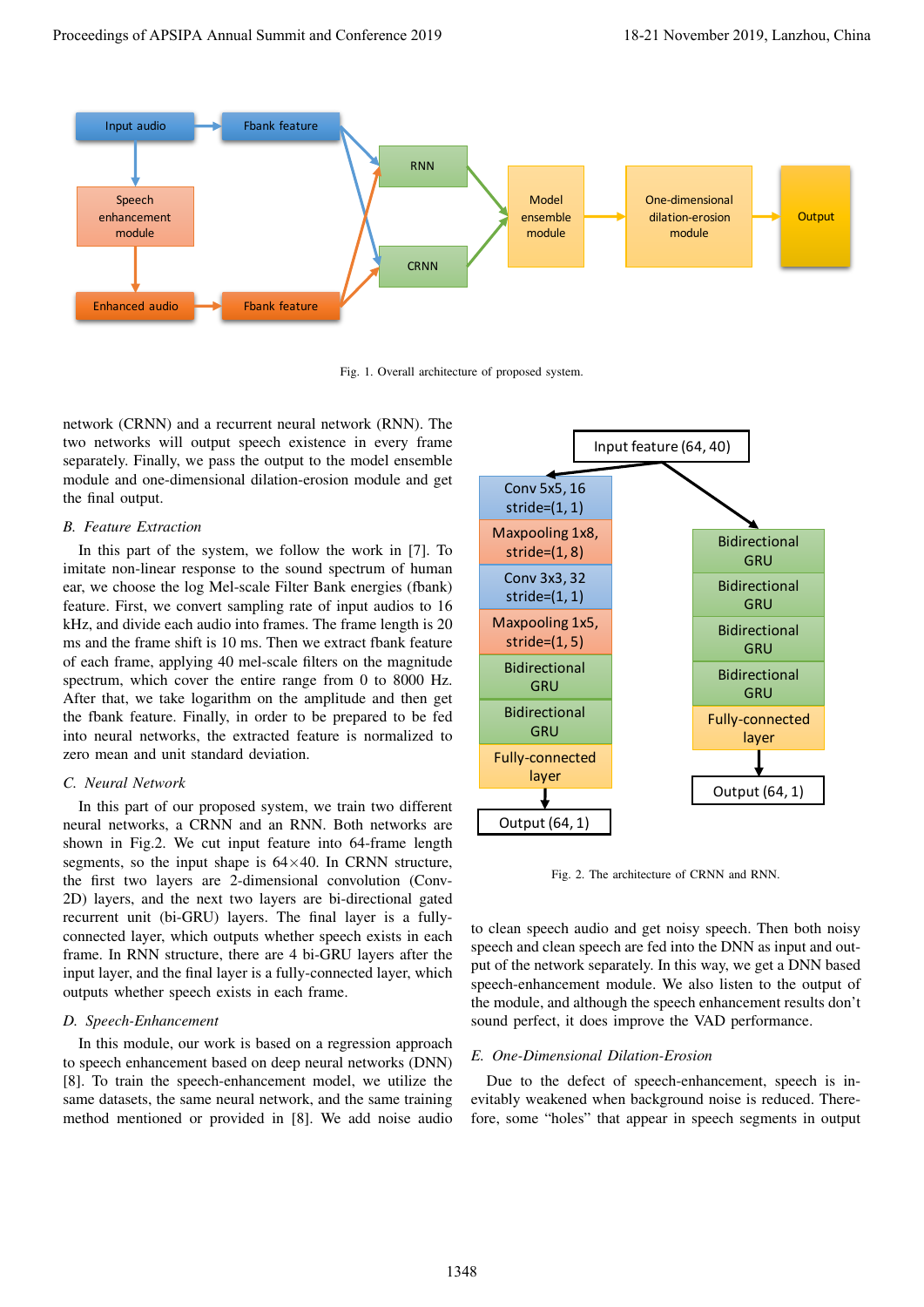Fig. 1. Overall architecture of proposed system.

network (CRNN) and a recurrent neural network (RNN). The two networks will output speech existence in every frame separately. Finally, we pass the output to the model ensemble module and one-dimensional dilation-erosion module and get the final output.

### B. Feature Extraction

In this part of the system, we follow the work in [7]. To imitate non-linear response to the sound spectrum of human ear, we choose the log Mel-scale Filter Bank energies (fbank) feature. First, we convert sampling rate of input audios to 16 kHz, and divide each audio into frames. The frame length is 20 ms and the frame shift is 10 ms. Then we extract fbank feature of each frame, applying 40 mel-scale filters on the magnitude spectrum, which cover the entire range from 0 to 8000 Hz. After that, we take logarithm on the amplitude and then get the fbank feature. Finally, in order to be prepared to be fed into neural networks, the extracted feature is normalized to zero mean and unit standard deviation.

### C. Neural Network

In this part of our proposed system, we train two different neural networks, a CRNN and an RNN. Both networks are shown in Fig.2. We cut input feature into 64-frame length segments, so the input shape is $64 \times 40$. In CRNN structure, the first two layers are 2-dimensional convolution (Conv-2D) layers, and the next two layers are bi-directional gated recurrent unit (bi-GRU) layers. The final layer is a fully-connected layer, which outputs whether speech exists in each frame. In RNN structure, there are 4 bi-GRU layers after the input layer, and the final layer is a fully-connected layer, which outputs whether speech exists in each frame.

### D. Speech-Enhancement

In this module, our work is based on a regression approach to speech enhancement based on deep neural networks (DNN) [8]. To train the speech-enhancement model, we utilize the same datasets, the same neural network, and the same training method mentioned or provided in [8]. We add noise audio to clean speech audio and get noisy speech. Then both noisy speech and clean speech are fed into the DNN as input and output of the network separately. In this way, we get a DNN based speech-enhancement module. We also listen to the output of the module, and although the speech enhancement results don't sound perfect, it does improve the VAD performance.

Fig. 2. The architecture of CRNN and RNN.

### E. One-Dimensional Dilation-Erosion

Due to the defect of speech-enhancement, speech is inevitably weakened when background noise is reduced. Therefore, some "holes" that appear in speech segments in output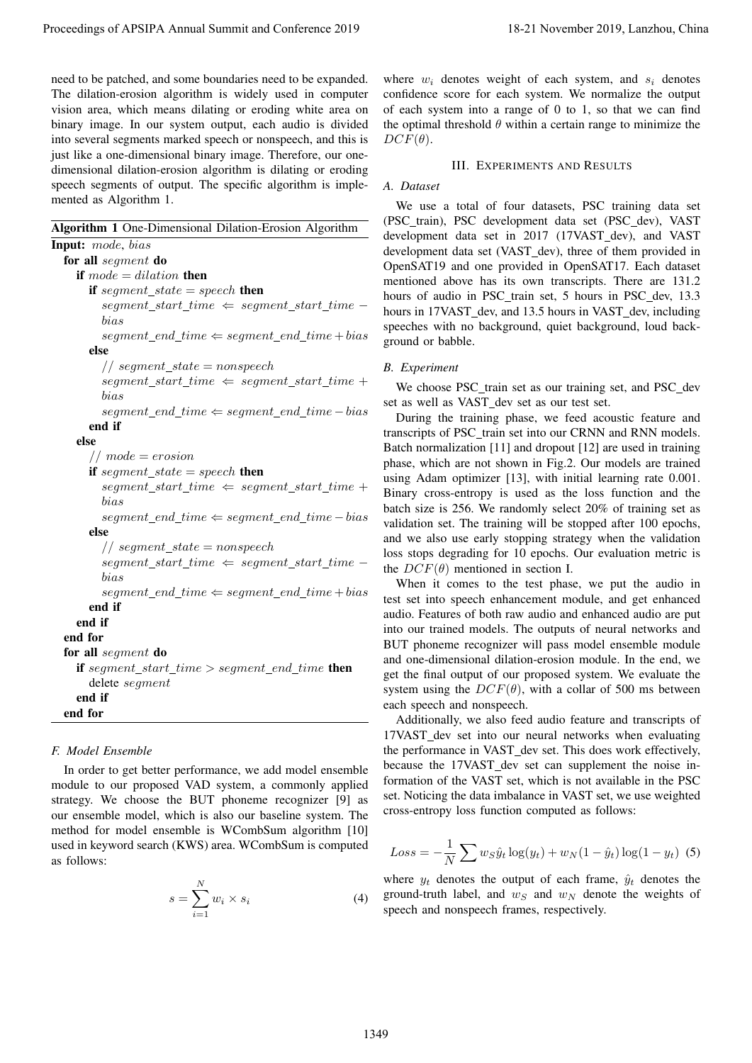need to be patched, and some boundaries need to be expanded. The dilation-erosion algorithm is widely used in computer vision area, which means dilating or eroding white area on binary image. In our system output, each audio is divided into several segments marked speech or nonspeech, and this is just like a one-dimensional binary image. Therefore, our one-dimensional dilation-erosion algorithm is dilating or eroding speech segments of output. The specific algorithm is implemented as Algorithm 1.

**Algorithm 1** One-Dimensional Dilation-Erosion Algorithm

```
Input: mode, bias
  for all segment do
    if mode = dilation then
      if segment_state = speech then
        segment_start_time ⇐ segment_start_time − bias
        segment_end_time ⇐ segment_end_time + bias
      else
        // segment_state = nonspeech
        segment_start_time ⇐ segment_start_time + bias
        segment_end_time ⇐ segment_end_time − bias
      end if
    else
      // mode = erosion
      if segment_state = speech then
        segment_start_time ⇐ segment_start_time + bias
        segment_end_time ⇐ segment_end_time − bias
      else
        // segment_state = nonspeech
        segment_start_time ⇐ segment_start_time − bias
        segment_end_time ⇐ segment_end_time + bias
      end if
    end if
  end for
  for all segment do
    if segment_start_time > segment_end_time then
      delete segment
    end if
  end for
```

### F. Model Ensemble

In order to get better performance, we add model ensemble module to our proposed VAD system, a commonly applied strategy. We choose the BUT phoneme recognizer [9] as our ensemble model, which is also our baseline system. The method for model ensemble is WCombSum algorithm [10] used in keyword search (KWS) area. WCombSum is computed as follows:

$$s = \sum_{i=1}^{N} w_i \times s_i \tag{4}$$

where $w_i$ denotes weight of each system, and $s_i$ denotes confidence score for each system. We normalize the output of each system into a range of 0 to 1, so that we can find the optimal threshold $\theta$ within a certain range to minimize the $DCF(\theta)$.

## III. Experiments and Results

### A. Dataset

We use a total of four datasets, PSC training data set (PSC_train), PSC development data set (PSC_dev), VAST development data set in 2017 (17VAST_dev), and VAST development data set (VAST_dev), three of them provided in OpenSAT19 and one provided in OpenSAT17. Each dataset mentioned above has its own transcripts. There are 131.2 hours of audio in PSC_train set, 5 hours in PSC_dev, 13.3 hours in 17VAST_dev, and 13.5 hours in VAST_dev, including speeches with no background, quiet background, loud background or babble.

### B. Experiment

We choose PSC_train set as our training set, and PSC_dev set as well as VAST_dev set as our test set.

During the training phase, we feed acoustic feature and transcripts of PSC_train set into our CRNN and RNN models. Batch normalization [11] and dropout [12] are used in training phase, which are not shown in Fig.2. Our models are trained using Adam optimizer [13], with initial learning rate 0.001. Binary cross-entropy is used as the loss function and the batch size is 256. We randomly select 20% of training set as validation set. The training will be stopped after 100 epochs, and we also use early stopping strategy when the validation loss stops degrading for 10 epochs. Our evaluation metric is the $DCF(\theta)$ mentioned in section I.

When it comes to the test phase, we put the audio in test set into speech enhancement module, and get enhanced audio. Features of both raw audio and enhanced audio are put into our trained models. The outputs of neural networks and BUT phoneme recognizer will pass model ensemble module and one-dimensional dilation-erosion module. In the end, we get the final output of our proposed system. We evaluate the system using the $DCF(\theta)$, with a collar of 500 ms between each speech and nonspeech.

Additionally, we also feed audio feature and transcripts of 17VAST_dev set into our neural networks when evaluating the performance in VAST_dev set. This does work effectively, because the 17VAST_dev set can supplement the noise information of the VAST set, which is not available in the PSC set. Noticing the data imbalance in VAST set, we use weighted cross-entropy loss function computed as follows:

$$Loss = -\frac{1}{N} \sum w_S \hat{y}_t \log(y_t) + w_N (1 - \hat{y}_t) \log(1 - y_t) \tag{5}$$

where $y_t$ denotes the output of each frame, $\hat{y}_t$ denotes the ground-truth label, and $w_S$ and $w_N$ denote the weights of speech and nonspeech frames, respectively.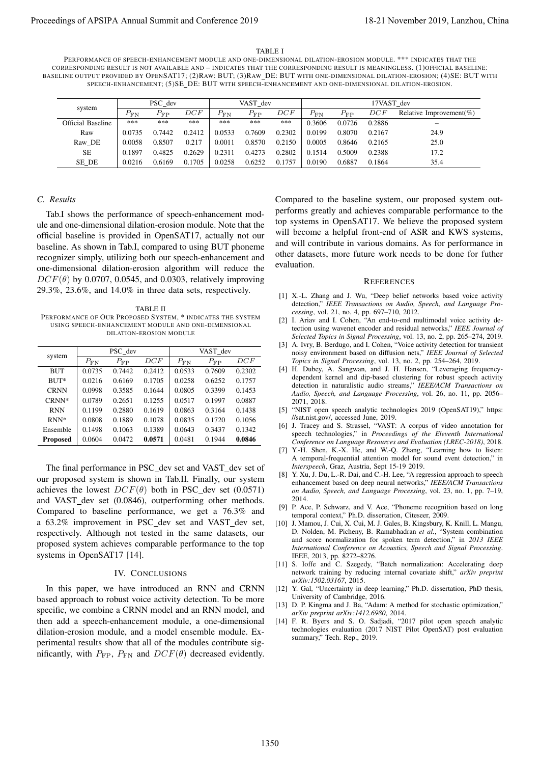TABLE I

PERFORMANCE OF SPEECH-ENHANCEMENT MODULE AND ONE-DIMENSIONAL DILATION-EROSION MODULE. *** INDICATES THAT THE CORRESPONDING RESULT IS NOT AVAILABLE AND – INDICATES THAT THE CORRESPONDING RESULT IS MEANINGLESS. (1)OFFICIAL BASELINE: BASELINE OUTPUT PROVIDED BY OPENSAT17; (2)RAW: BUT; (3)RAW_DE: BUT WITH ONE-DIMENSIONAL DILATION-EROSION; (4)SE: BUT WITH SPEECH-ENHANCEMENT; (5)SE_DE: BUT WITH SPEECH-ENHANCEMENT AND ONE-DIMENSIONAL DILATION-EROSION.

| system | PSC_dev | | | VAST_dev | | | 17VAST_dev | | | |
|---|---|---|---|---|---|---|---|---|---|---|
| | $P_{\mathrm{FN}}$ | $P_{\mathrm{FP}}$ | $DCF$ | $P_{\mathrm{FN}}$ | $P_{\mathrm{FP}}$ | $DCF$ | $P_{\mathrm{FN}}$ | $P_{\mathrm{FP}}$ | $DCF$ | Relative Improvement(%) |
| Official Baseline | *** | *** | *** | *** | *** | *** | 0.3606 | 0.0726 | 0.2886 | – |
| Raw | 0.0735 | 0.7442 | 0.2412 | 0.0533 | 0.7609 | 0.2302 | 0.0199 | 0.8070 | 0.2167 | 24.9 |
| Raw_DE | 0.0058 | 0.8507 | 0.217 | 0.0011 | 0.8570 | 0.2150 | 0.0005 | 0.8646 | 0.2165 | 25.0 |
| SE | 0.1897 | 0.4825 | 0.2629 | 0.2311 | 0.4273 | 0.2802 | 0.1514 | 0.5009 | 0.2388 | 17.2 |
| SE_DE | 0.0216 | 0.6169 | 0.1705 | 0.0258 | 0.6252 | 0.1757 | 0.0190 | 0.6887 | 0.1864 | 35.4 |

### C. Results

Tab.I shows the performance of speech-enhancement module and one-dimensional dilation-erosion module. Note that the official baseline is provided in OpenSAT17, actually not our baseline. As shown in Tab.I, compared to using BUT phoneme recognizer simply, utilizing both our speech-enhancement and one-dimensional dilation-erosion algorithm will reduce the $DCF(\theta)$ by 0.0707, 0.0545, and 0.0303, relatively improving 29.3%, 23.6%, and 14.0% in three data sets, respectively.

TABLE II

PERFORMANCE OF OUR PROPOSED SYSTEM, * INDICATES THE SYSTEM USING SPEECH-ENHANCEMENT MODULE AND ONE-DIMENSIONAL DILATION-EROSION MODULE

| system | PSC_dev | | | VAST_dev | | |
|---|---|---|---|---|---|---|
| | $P_{\mathrm{FN}}$ | $P_{\mathrm{FP}}$ | $DCF$ | $P_{\mathrm{FN}}$ | $P_{\mathrm{FP}}$ | $DCF$ |
| BUT | 0.0735 | 0.7442 | 0.2412 | 0.0533 | 0.7609 | 0.2302 |
| BUT* | 0.0216 | 0.6169 | 0.1705 | 0.0258 | 0.6252 | 0.1757 |
| CRNN | 0.0998 | 0.3585 | 0.1644 | 0.0805 | 0.3399 | 0.1453 |
| CRNN* | 0.0789 | 0.2651 | 0.1255 | 0.0517 | 0.1997 | 0.0887 |
| RNN | 0.1199 | 0.2880 | 0.1619 | 0.0863 | 0.3164 | 0.1438 |
| RNN* | 0.0808 | 0.1889 | 0.1078 | 0.0835 | 0.1720 | 0.1056 |
| Ensemble | 0.1498 | 0.1063 | 0.1389 | 0.0643 | 0.3437 | 0.1342 |
| **Proposed** | 0.0604 | 0.0472 | **0.0571** | 0.0481 | 0.1944 | **0.0846** |

The final performance in PSC_dev set and VAST_dev set of our proposed system is shown in Tab.II. Finally, our system achieves the lowest $DCF(\theta)$ both in PSC_dev set (0.0571) and VAST_dev set (0.0846), outperforming other methods. Compared to baseline performance, we get a 76.3% and a 63.2% improvement in PSC_dev set and VAST_dev set, respectively. Although not tested in the same datasets, our proposed system achieves comparable performance to the top systems in OpenSAT17 [14].

## IV. CONCLUSIONS

In this paper, we have introduced an RNN and CRNN based approach to robust voice activity detection. To be more specific, we combine a CRNN model and an RNN model, and then add a speech-enhancement module, a one-dimensional dilation-erosion module, and a model ensemble module. Experimental results show that all of the modules contribute significantly, with $P_{\mathrm{FP}}$, $P_{\mathrm{FN}}$ and $DCF(\theta)$ decreased evidently. Compared to the baseline system, our proposed system outperforms greatly and achieves comparable performance to the top systems in OpenSAT17. We believe the proposed system will become a helpful front-end of ASR and KWS systems, and will contribute in various domains. As for performance in other datasets, more future work needs to be done for futher evaluation.

## REFERENCES

[1] X.-L. Zhang and J. Wu, "Deep belief networks based voice activity detection," *IEEE Transactions on Audio, Speech, and Language Processing*, vol. 21, no. 4, pp. 697–710, 2012.

[2] I. Ariav and I. Cohen, "An end-to-end multimodal voice activity detection using wavenet encoder and residual networks," *IEEE Journal of Selected Topics in Signal Processing*, vol. 13, no. 2, pp. 265–274, 2019.

[3] A. Ivry, B. Berdugo, and I. Cohen, "Voice activity detection for transient noisy environment based on diffusion nets," *IEEE Journal of Selected Topics in Signal Processing*, vol. 13, no. 2, pp. 254–264, 2019.

[4] H. Dubey, A. Sangwan, and J. H. Hansen, "Leveraging frequency-dependent kernel and dip-based clustering for robust speech activity detection in naturalistic audio streams," *IEEE/ACM Transactions on Audio, Speech, and Language Processing*, vol. 26, no. 11, pp. 2056–2071, 2018.

[5] "NIST open speech analytic technologies 2019 (OpenSAT19)," https://sat.nist.gov/, accessed June, 2019.

[6] J. Tracey and S. Strassel, "VAST: A corpus of video annotation for speech technologies," in *Proceedings of the Eleventh International Conference on Language Resources and Evaluation (LREC-2018)*, 2018.

[7] Y.-H. Shen, K.-X. He, and W.-Q. Zhang, "Learning how to listen: A temporal-frequential attention model for sound event detection," in *Interspeech*, Graz, Austria, Sept 15-19 2019.

[8] Y. Xu, J. Du, L.-R. Dai, and C.-H. Lee, "A regression approach to speech enhancement based on deep neural networks," *IEEE/ACM Transactions on Audio, Speech, and Language Processing*, vol. 23, no. 1, pp. 7–19, 2014.

[9] P. Ace, P. Schwarz, and V. Ace, "Phoneme recognition based on long temporal context," Ph.D. dissertation, Citeseer, 2009.

[10] J. Mamou, J. Cui, X. Cui, M. J. Gales, B. Kingsbury, K. Knill, L. Mangu, D. Nolden, M. Picheny, B. Ramabhadran *et al.*, "System combination and score normalization for spoken term detection," in *2013 IEEE International Conference on Acoustics, Speech and Signal Processing*. IEEE, 2013, pp. 8272–8276.

[11] S. Ioffe and C. Szegedy, "Batch normalization: Accelerating deep network training by reducing internal covariate shift," *arXiv preprint arXiv:1502.03167*, 2015.

[12] Y. Gal, "Uncertainty in deep learning," Ph.D. dissertation, PhD thesis, University of Cambridge, 2016.

[13] D. P. Kingma and J. Ba, "Adam: A method for stochastic optimization," *arXiv preprint arXiv:1412.6980*, 2014.

[14] F. R. Byers and S. O. Sadjadi, "2017 pilot open speech analytic technologies evaluation (2017 NIST Pilot OpenSAT) post evaluation summary," Tech. Rep., 2019.